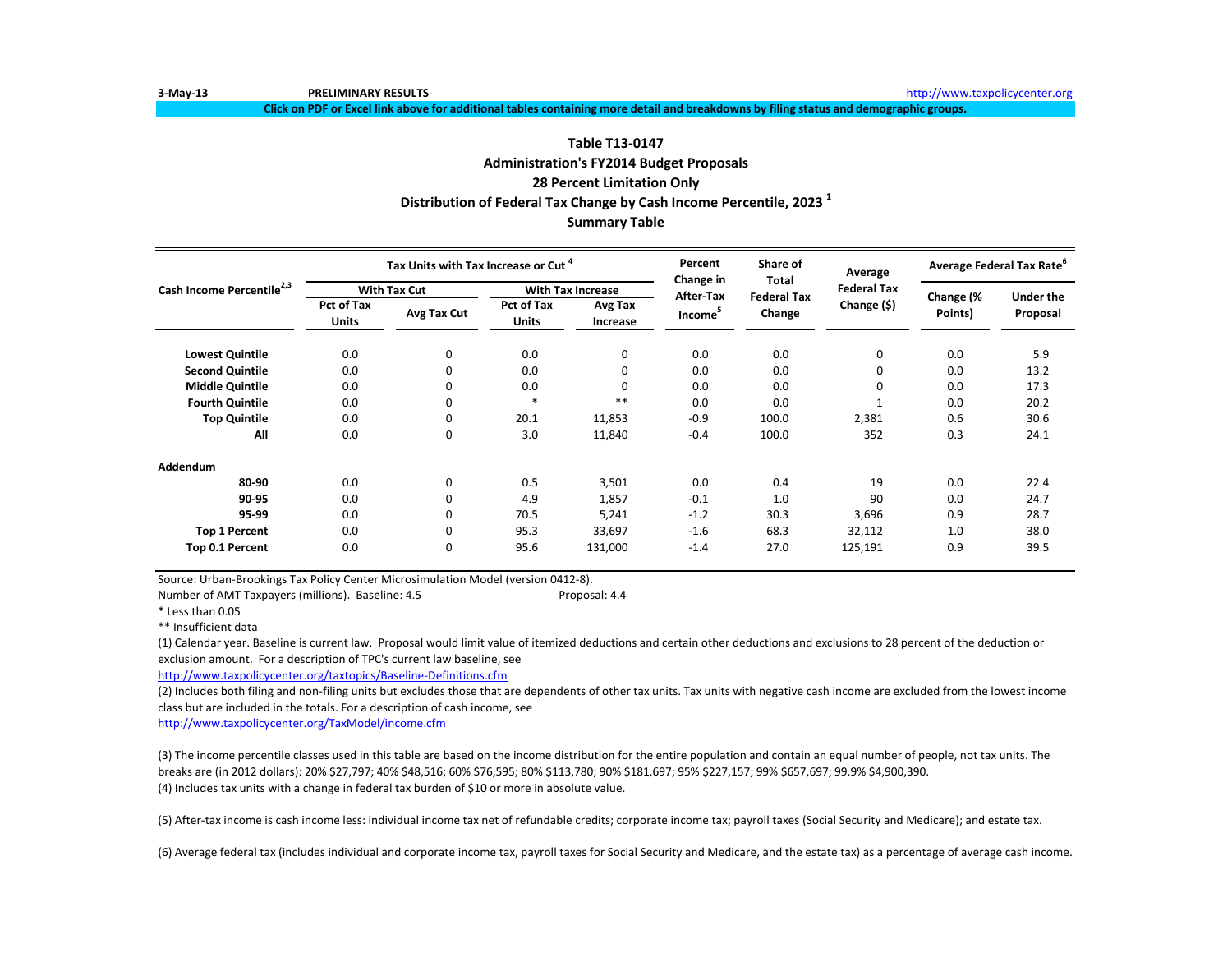3-May-13 PRELIMINARY RESULTS http://www.taxpolicycenter.org

Click on PDF or Excel link above for additional tables containing more detail and breakdowns by filing status and demographic groups.

# Table T13-0147
## Administration's FY2014 Budget Proposals
## 28 Percent Limitation Only
## Distribution of Federal Tax Change by Cash Income Percentile, 2023 [1]
## Summary Table

| Cash Income Percentile[2,3] | Tax Units with Tax Increase or Cut [4] | | | | Percent Change in After-Tax Income[5] | Share of Total Federal Tax Change | Average Federal Tax Change ($) | Average Federal Tax Rate[6] | |
|---|---|---|---|---|---|---|---|---|---|
| | With Tax Cut | | With Tax Increase | | | | | | |
| | Pct of Tax Units | Avg Tax Cut | Pct of Tax Units | Avg Tax Increase | | | | Change (% Points) | Under the Proposal |
| **Lowest Quintile** | 0.0 | 0 | 0.0 | 0 | 0.0 | 0.0 | 0 | 0.0 | 5.9 |
| **Second Quintile** | 0.0 | 0 | 0.0 | 0 | 0.0 | 0.0 | 0 | 0.0 | 13.2 |
| **Middle Quintile** | 0.0 | 0 | 0.0 | 0 | 0.0 | 0.0 | 0 | 0.0 | 17.3 |
| **Fourth Quintile** | 0.0 | 0 | * | ** | 0.0 | 0.0 | 1 | 0.0 | 20.2 |
| **Top Quintile** | 0.0 | 0 | 20.1 | 11,853 | -0.9 | 100.0 | 2,381 | 0.6 | 30.6 |
| **All** | 0.0 | 0 | 3.0 | 11,840 | -0.4 | 100.0 | 352 | 0.3 | 24.1 |
| **Addendum** | | | | | | | | | |
| **80-90** | 0.0 | 0 | 0.5 | 3,501 | 0.0 | 0.4 | 19 | 0.0 | 22.4 |
| **90-95** | 0.0 | 0 | 4.9 | 1,857 | -0.1 | 1.0 | 90 | 0.0 | 24.7 |
| **95-99** | 0.0 | 0 | 70.5 | 5,241 | -1.2 | 30.3 | 3,696 | 0.9 | 28.7 |
| **Top 1 Percent** | 0.0 | 0 | 95.3 | 33,697 | -1.6 | 68.3 | 32,112 | 1.0 | 38.0 |
| **Top 0.1 Percent** | 0.0 | 0 | 95.6 | 131,000 | -1.4 | 27.0 | 125,191 | 0.9 | 39.5 |

Source: Urban-Brookings Tax Policy Center Microsimulation Model (version 0412-8).

Number of AMT Taxpayers (millions). Baseline: 4.5 Proposal: 4.4

* Less than 0.05

** Insufficient data

(1) Calendar year. Baseline is current law. Proposal would limit value of itemized deductions and certain other deductions and exclusions to 28 percent of the deduction or exclusion amount. For a description of TPC's current law baseline, see http://www.taxpolicycenter.org/taxtopics/Baseline-Definitions.cfm

(2) Includes both filing and non-filing units but excludes those that are dependents of other tax units. Tax units with negative cash income are excluded from the lowest income class but are included in the totals. For a description of cash income, see http://www.taxpolicycenter.org/TaxModel/income.cfm

(3) The income percentile classes used in this table are based on the income distribution for the entire population and contain an equal number of people, not tax units. The breaks are (in 2012 dollars): 20% $27,797; 40% $48,516; 60% $76,595; 80% $113,780; 90% $181,697; 95% $227,157; 99% $657,697; 99.9% $4,900,390.

(4) Includes tax units with a change in federal tax burden of $10 or more in absolute value.

(5) After-tax income is cash income less: individual income tax net of refundable credits; corporate income tax; payroll taxes (Social Security and Medicare); and estate tax.

(6) Average federal tax (includes individual and corporate income tax, payroll taxes for Social Security and Medicare, and the estate tax) as a percentage of average cash income.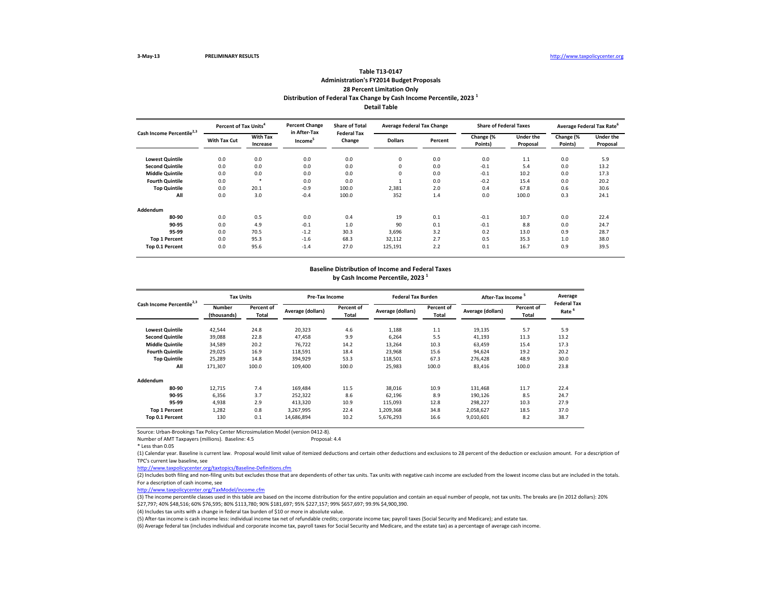3-May-13 **PRELIMINARY RESULTS** http://www.taxpolicycenter.org

### Table T13-0147
### Administration's FY2014 Budget Proposals
### 28 Percent Limitation Only
### Distribution of Federal Tax Change by Cash Income Percentile, 2023 [1]
### Detail Table

| Cash Income Percentile[2,3] | Percent of Tax Units[4] | | Percent Change in After-Tax Income[5] | Share of Total Federal Tax Change | Average Federal Tax Change | | Share of Federal Taxes | | Average Federal Tax Rate[6] | |
|---|---|---|---|---|---|---|---|---|---|---|
| | With Tax Cut | With Tax Increase | | | Dollars | Percent | Change (% Points) | Under the Proposal | Change (% Points) | Under the Proposal |
| Lowest Quintile | 0.0 | 0.0 | 0.0 | 0.0 | 0 | 0.0 | 0.0 | 1.1 | 0.0 | 5.9 |
| Second Quintile | 0.0 | 0.0 | 0.0 | 0.0 | 0 | 0.0 | -0.1 | 5.4 | 0.0 | 13.2 |
| Middle Quintile | 0.0 | 0.0 | 0.0 | 0.0 | 0 | 0.0 | -0.1 | 10.2 | 0.0 | 17.3 |
| Fourth Quintile | 0.0 | * | 0.0 | 0.0 | 1 | 0.0 | -0.2 | 15.4 | 0.0 | 20.2 |
| Top Quintile | 0.0 | 20.1 | -0.9 | 100.0 | 2,381 | 2.0 | 0.4 | 67.8 | 0.6 | 30.6 |
| All | 0.0 | 3.0 | -0.4 | 100.0 | 352 | 1.4 | 0.0 | 100.0 | 0.3 | 24.1 |
| **Addendum** | | | | | | | | | | |
| 80-90 | 0.0 | 0.5 | 0.0 | 0.4 | 19 | 0.1 | -0.1 | 10.7 | 0.0 | 22.4 |
| 90-95 | 0.0 | 4.9 | -0.1 | 1.0 | 90 | 0.1 | -0.1 | 8.8 | 0.0 | 24.7 |
| 95-99 | 0.0 | 70.5 | -1.2 | 30.3 | 3,696 | 3.2 | 0.2 | 13.0 | 0.9 | 28.7 |
| Top 1 Percent | 0.0 | 95.3 | -1.6 | 68.3 | 32,112 | 2.7 | 0.5 | 35.3 | 1.0 | 38.0 |
| Top 0.1 Percent | 0.0 | 95.6 | -1.4 | 27.0 | 125,191 | 2.2 | 0.1 | 16.7 | 0.9 | 39.5 |

### Baseline Distribution of Income and Federal Taxes
### by Cash Income Percentile, 2023 [1]

| Cash Income Percentile[2,3] | Tax Units | | Pre-Tax Income | | Federal Tax Burden | | After-Tax Income[5] | | Average Federal Tax Rate[6] |
|---|---|---|---|---|---|---|---|---|---|
| | Number (thousands) | Percent of Total | Average (dollars) | Percent of Total | Average (dollars) | Percent of Total | Average (dollars) | Percent of Total | |
| Lowest Quintile | 42,544 | 24.8 | 20,323 | 4.6 | 1,188 | 1.1 | 19,135 | 5.7 | 5.9 |
| Second Quintile | 39,088 | 22.8 | 47,458 | 9.9 | 6,264 | 5.5 | 41,193 | 11.3 | 13.2 |
| Middle Quintile | 34,589 | 20.2 | 76,722 | 14.2 | 13,264 | 10.3 | 63,459 | 15.4 | 17.3 |
| Fourth Quintile | 29,025 | 16.9 | 118,591 | 18.4 | 23,968 | 15.6 | 94,624 | 19.2 | 20.2 |
| Top Quintile | 25,289 | 14.8 | 394,929 | 53.3 | 118,501 | 67.3 | 276,428 | 48.9 | 30.0 |
| All | 171,307 | 100.0 | 109,400 | 100.0 | 25,983 | 100.0 | 83,416 | 100.0 | 23.8 |
| **Addendum** | | | | | | | | | |
| 80-90 | 12,715 | 7.4 | 169,484 | 11.5 | 38,016 | 10.9 | 131,468 | 11.7 | 22.4 |
| 90-95 | 6,356 | 3.7 | 252,322 | 8.6 | 62,196 | 8.9 | 190,126 | 8.5 | 24.7 |
| 95-99 | 4,938 | 2.9 | 413,320 | 10.9 | 115,093 | 12.8 | 298,227 | 10.3 | 27.9 |
| Top 1 Percent | 1,282 | 0.8 | 3,267,995 | 22.4 | 1,209,368 | 34.8 | 2,058,627 | 18.5 | 37.0 |
| Top 0.1 Percent | 130 | 0.1 | 14,686,894 | 10.2 | 5,676,293 | 16.6 | 9,010,601 | 8.2 | 38.7 |

Source: Urban-Brookings Tax Policy Center Microsimulation Model (version 0412-8).

Number of AMT Taxpayers (millions). Baseline: 4.5 Proposal: 4.4

* Less than 0.05

(1) Calendar year. Baseline is current law. Proposal would limit value of itemized deductions and certain other deductions and exclusions to 28 percent of the deduction or exclusion amount. For a description of TPC's current law baseline, see

http://www.taxpolicycenter.org/taxtopics/Baseline-Definitions.cfm

(2) Includes both filing and non-filing units but excludes those that are dependents of other tax units. Tax units with negative cash income are excluded from the lowest income class but are included in the totals. For a description of cash income, see

http://www.taxpolicycenter.org/TaxModel/income.cfm

(3) The income percentile classes used in this table are based on the income distribution for the entire population and contain an equal number of people, not tax units. The breaks are (in 2012 dollars): 20% $27,797; 40% $48,516; 60% $76,595; 80% $113,780; 90% $181,697; 95% $227,157; 99% $657,697; 99.9% $4,900,390.

(4) Includes tax units with a change in federal tax burden of $10 or more in absolute value.

(5) After-tax income is cash income less: individual income tax net of refundable credits; corporate income tax; payroll taxes (Social Security and Medicare); and estate tax.

(6) Average federal tax (includes individual and corporate income tax, payroll taxes for Social Security and Medicare, and the estate tax) as a percentage of average cash income.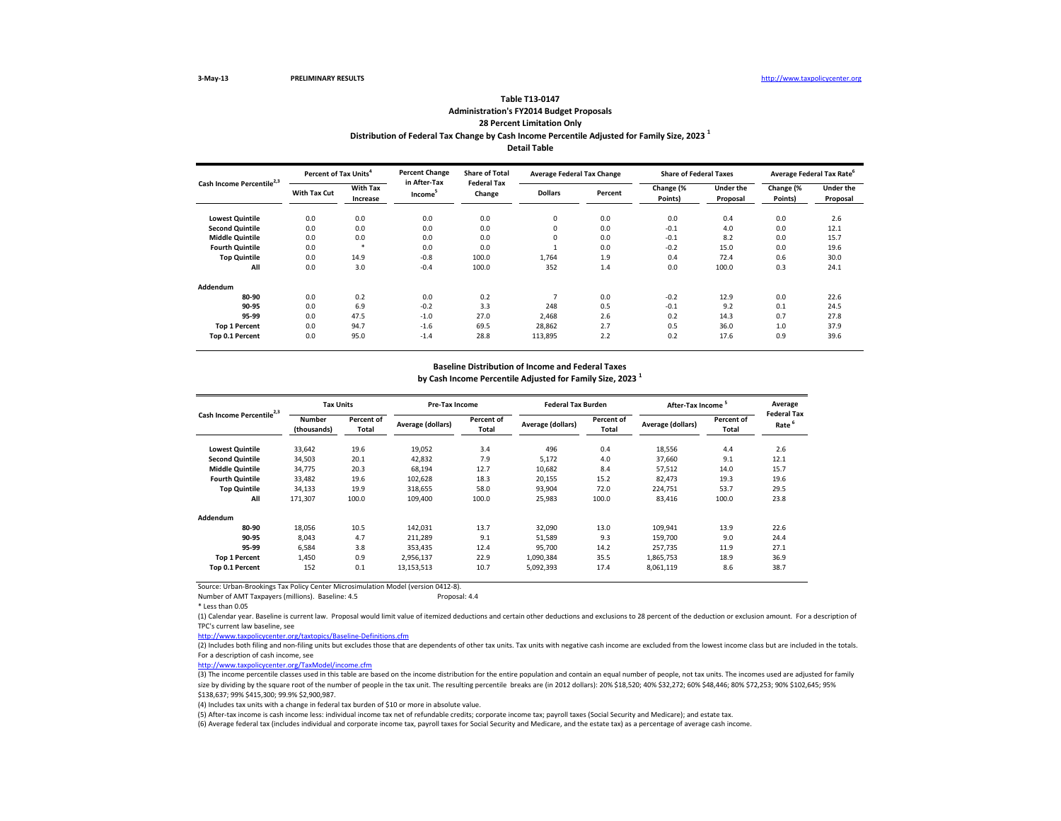3-May-13 PRELIMINARY RESULTS http://www.taxpolicycenter.org

## Table T13-0147
### Administration's FY2014 Budget Proposals
### 28 Percent Limitation Only
### Distribution of Federal Tax Change by Cash Income Percentile Adjusted for Family Size, 2023 [1]
### Detail Table

| Cash Income Percentile[2,3] | Percent of Tax Units[4] | | Percent Change in After-Tax Income[5] | Share of Total Federal Tax Change | Average Federal Tax Change | | Share of Federal Taxes | | Average Federal Tax Rate[6] | |
|---|---|---|---|---|---|---|---|---|---|---|
| | With Tax Cut | With Tax Increase | | | Dollars | Percent | Change (% Points) | Under the Proposal | Change (% Points) | Under the Proposal |
| Lowest Quintile | 0.0 | 0.0 | 0.0 | 0.0 | 0 | 0.0 | 0.0 | 0.4 | 0.0 | 2.6 |
| Second Quintile | 0.0 | 0.0 | 0.0 | 0.0 | 0 | 0.0 | -0.1 | 4.0 | 0.0 | 12.1 |
| Middle Quintile | 0.0 | 0.0 | 0.0 | 0.0 | 0 | 0.0 | -0.1 | 8.2 | 0.0 | 15.7 |
| Fourth Quintile | 0.0 | * | 0.0 | 0.0 | 1 | 0.0 | -0.2 | 15.0 | 0.0 | 19.6 |
| Top Quintile | 0.0 | 14.9 | -0.8 | 100.0 | 1,764 | 1.9 | 0.4 | 72.4 | 0.6 | 30.0 |
| All | 0.0 | 3.0 | -0.4 | 100.0 | 352 | 1.4 | 0.0 | 100.0 | 0.3 | 24.1 |
| **Addendum** | | | | | | | | | | |
| 80-90 | 0.0 | 0.2 | 0.0 | 0.2 | 7 | 0.0 | -0.2 | 12.9 | 0.0 | 22.6 |
| 90-95 | 0.0 | 6.9 | -0.2 | 3.3 | 248 | 0.5 | -0.1 | 9.2 | 0.1 | 24.5 |
| 95-99 | 0.0 | 47.5 | -1.0 | 27.0 | 2,468 | 2.6 | 0.2 | 14.3 | 0.7 | 27.8 |
| Top 1 Percent | 0.0 | 94.7 | -1.6 | 69.5 | 28,862 | 2.7 | 0.5 | 36.0 | 1.0 | 37.9 |
| Top 0.1 Percent | 0.0 | 95.0 | -1.4 | 28.8 | 113,895 | 2.2 | 0.2 | 17.6 | 0.9 | 39.6 |

### Baseline Distribution of Income and Federal Taxes
### by Cash Income Percentile Adjusted for Family Size, 2023 [1]

| Cash Income Percentile[2,3] | Tax Units | | Pre-Tax Income | | Federal Tax Burden | | After-Tax Income[5] | | Average Federal Tax Rate[6] |
|---|---|---|---|---|---|---|---|---|---|
| | Number (thousands) | Percent of Total | Average (dollars) | Percent of Total | Average (dollars) | Percent of Total | Average (dollars) | Percent of Total | |
| Lowest Quintile | 33,642 | 19.6 | 19,052 | 3.4 | 496 | 0.4 | 18,556 | 4.4 | 2.6 |
| Second Quintile | 34,503 | 20.1 | 42,832 | 7.9 | 5,172 | 4.0 | 37,660 | 9.1 | 12.1 |
| Middle Quintile | 34,775 | 20.3 | 68,194 | 12.7 | 10,682 | 8.4 | 57,512 | 14.0 | 15.7 |
| Fourth Quintile | 33,482 | 19.6 | 102,628 | 18.3 | 20,155 | 15.2 | 82,473 | 19.3 | 19.6 |
| Top Quintile | 34,133 | 19.9 | 318,655 | 58.0 | 93,904 | 72.0 | 224,751 | 53.7 | 29.5 |
| All | 171,307 | 100.0 | 109,400 | 100.0 | 25,983 | 100.0 | 83,416 | 100.0 | 23.8 |
| **Addendum** | | | | | | | | | |
| 80-90 | 18,056 | 10.5 | 142,031 | 13.7 | 32,090 | 13.0 | 109,941 | 13.9 | 22.6 |
| 90-95 | 8,043 | 4.7 | 211,289 | 9.1 | 51,589 | 9.3 | 159,700 | 9.0 | 24.4 |
| 95-99 | 6,584 | 3.8 | 353,435 | 12.4 | 95,700 | 14.2 | 257,735 | 11.9 | 27.1 |
| Top 1 Percent | 1,450 | 0.9 | 2,956,137 | 22.9 | 1,090,384 | 35.5 | 1,865,753 | 18.9 | 36.9 |
| Top 0.1 Percent | 152 | 0.1 | 13,153,513 | 10.7 | 5,092,393 | 17.4 | 8,061,119 | 8.6 | 38.7 |

Source: Urban-Brookings Tax Policy Center Microsimulation Model (version 0412-8).

Number of AMT Taxpayers (millions). Baseline: 4.5 Proposal: 4.4

\* Less than 0.05

(1) Calendar year. Baseline is current law. Proposal would limit value of itemized deductions and certain other deductions and exclusions to 28 percent of the deduction or exclusion amount. For a description of TPC's current law baseline, see
http://www.taxpolicycenter.org/taxtopics/Baseline-Definitions.cfm

(2) Includes both filing and non-filing units but excludes those that are dependents of other tax units. Tax units with negative cash income are excluded from the lowest income class but are included in the totals. For a description of cash income, see
http://www.taxpolicycenter.org/TaxModel/income.cfm

(3) The income percentile classes used in this table are based on the income distribution for the entire population and contain an equal number of people, not tax units. The incomes used are adjusted for family size by dividing by the square root of the number of people in the tax unit. The resulting percentile breaks are (in 2012 dollars): 20% $18,520; 40% $32,272; 60% $48,446; 80% $72,253; 90% $102,645; 95% $138,637; 99% $415,300; 99.9% $2,900,987.

(4) Includes tax units with a change in federal tax burden of $10 or more in absolute value.

(5) After-tax income is cash income less: individual income tax net of refundable credits; corporate income tax; payroll taxes (Social Security and Medicare); and estate tax.

(6) Average federal tax (includes individual and corporate income tax, payroll taxes for Social Security and Medicare, and the estate tax) as a percentage of average cash income.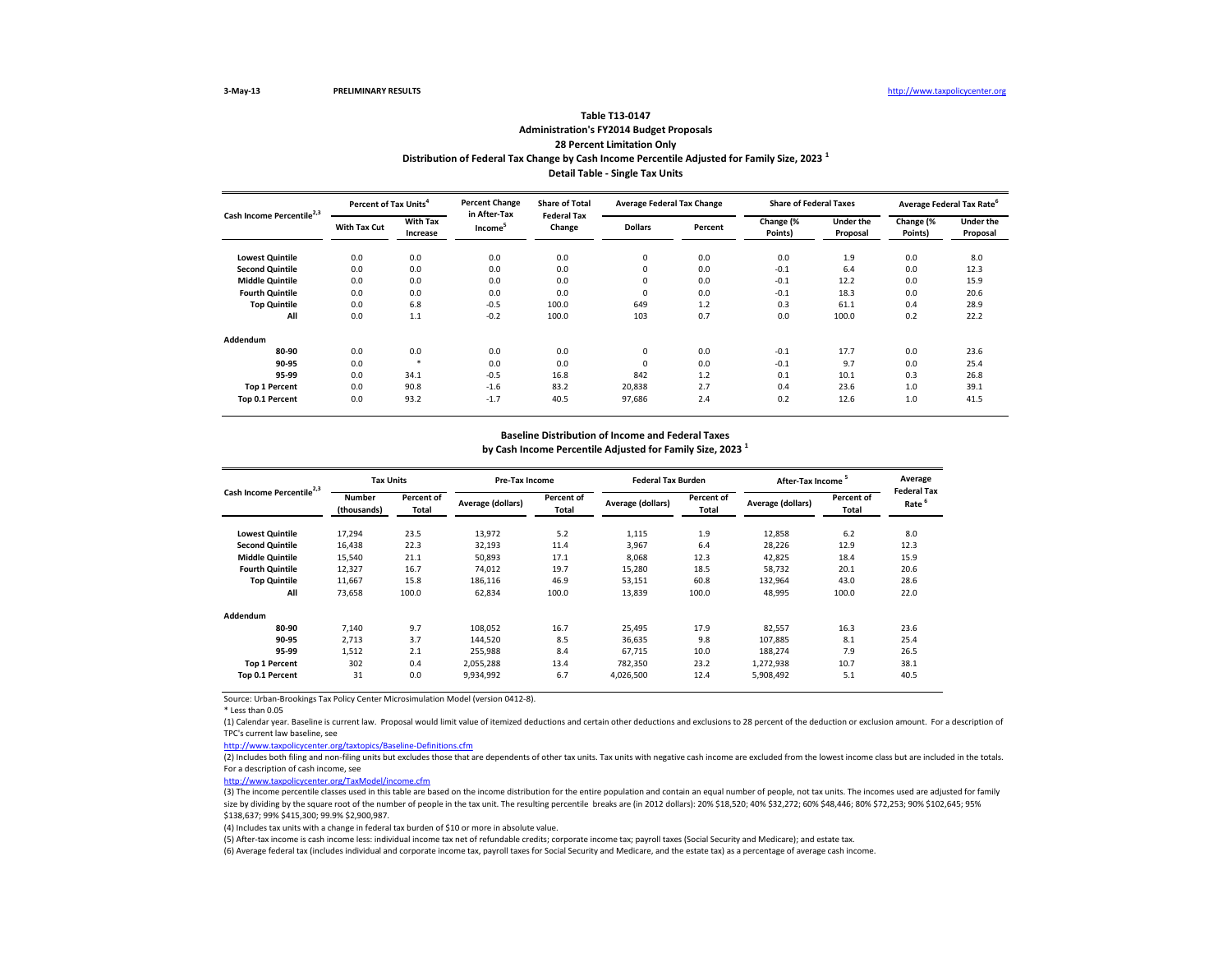3-May-13 PRELIMINARY RESULTS http://www.taxpolicycenter.org

## Table T13-0147
### Administration's FY2014 Budget Proposals
### 28 Percent Limitation Only
### Distribution of Federal Tax Change by Cash Income Percentile Adjusted for Family Size, 2023 [1]
### Detail Table - Single Tax Units

| Cash Income Percentile[2,3] | Percent of Tax Units[4] | | Percent Change in After-Tax Income[5] | Share of Total Federal Tax Change | Average Federal Tax Change | | Share of Federal Taxes | | Average Federal Tax Rate[6] | |
|---|---|---|---|---|---|---|---|---|---|---|
| | With Tax Cut | With Tax Increase | | | Dollars | Percent | Change (% Points) | Under the Proposal | Change (% Points) | Under the Proposal |
| Lowest Quintile | 0.0 | 0.0 | 0.0 | 0.0 | 0 | 0.0 | 0.0 | 1.9 | 0.0 | 8.0 |
| Second Quintile | 0.0 | 0.0 | 0.0 | 0.0 | 0 | 0.0 | -0.1 | 6.4 | 0.0 | 12.3 |
| Middle Quintile | 0.0 | 0.0 | 0.0 | 0.0 | 0 | 0.0 | -0.1 | 12.2 | 0.0 | 15.9 |
| Fourth Quintile | 0.0 | 0.0 | 0.0 | 0.0 | 0 | 0.0 | -0.1 | 18.3 | 0.0 | 20.6 |
| Top Quintile | 0.0 | 6.8 | -0.5 | 100.0 | 649 | 1.2 | 0.3 | 61.1 | 0.4 | 28.9 |
| All | 0.0 | 1.1 | -0.2 | 100.0 | 103 | 0.7 | 0.0 | 100.0 | 0.2 | 22.2 |
| **Addendum** | | | | | | | | | | |
| 80-90 | 0.0 | 0.0 | 0.0 | 0.0 | 0 | 0.0 | -0.1 | 17.7 | 0.0 | 23.6 |
| 90-95 | 0.0 | * | 0.0 | 0.0 | 0 | 0.0 | -0.1 | 9.7 | 0.0 | 25.4 |
| 95-99 | 0.0 | 34.1 | -0.5 | 16.8 | 842 | 1.2 | 0.1 | 10.1 | 0.3 | 26.8 |
| Top 1 Percent | 0.0 | 90.8 | -1.6 | 83.2 | 20,838 | 2.7 | 0.4 | 23.6 | 1.0 | 39.1 |
| Top 0.1 Percent | 0.0 | 93.2 | -1.7 | 40.5 | 97,686 | 2.4 | 0.2 | 12.6 | 1.0 | 41.5 |

### Baseline Distribution of Income and Federal Taxes by Cash Income Percentile Adjusted for Family Size, 2023 [1]

| Cash Income Percentile[2,3] | Tax Units | | Pre-Tax Income | | Federal Tax Burden | | After-Tax Income[5] | | Average Federal Tax Rate[6] |
|---|---|---|---|---|---|---|---|---|---|
| | Number (thousands) | Percent of Total | Average (dollars) | Percent of Total | Average (dollars) | Percent of Total | Average (dollars) | Percent of Total | |
| Lowest Quintile | 17,294 | 23.5 | 13,972 | 5.2 | 1,115 | 1.9 | 12,858 | 6.2 | 8.0 |
| Second Quintile | 16,438 | 22.3 | 32,193 | 11.4 | 3,967 | 6.4 | 28,226 | 12.9 | 12.3 |
| Middle Quintile | 15,540 | 21.1 | 50,893 | 17.1 | 8,068 | 12.3 | 42,825 | 18.4 | 15.9 |
| Fourth Quintile | 12,327 | 16.7 | 74,012 | 19.7 | 15,280 | 18.5 | 58,732 | 20.1 | 20.6 |
| Top Quintile | 11,667 | 15.8 | 186,116 | 46.9 | 53,151 | 60.8 | 132,964 | 43.0 | 28.6 |
| All | 73,658 | 100.0 | 62,834 | 100.0 | 13,839 | 100.0 | 48,995 | 100.0 | 22.0 |
| **Addendum** | | | | | | | | | |
| 80-90 | 7,140 | 9.7 | 108,052 | 16.7 | 25,495 | 17.9 | 82,557 | 16.3 | 23.6 |
| 90-95 | 2,713 | 3.7 | 144,520 | 8.5 | 36,635 | 9.8 | 107,885 | 8.1 | 25.4 |
| 95-99 | 1,512 | 2.1 | 255,988 | 8.4 | 67,715 | 10.0 | 188,274 | 7.9 | 26.5 |
| Top 1 Percent | 302 | 0.4 | 2,055,288 | 13.4 | 782,350 | 23.2 | 1,272,938 | 10.7 | 38.1 |
| Top 0.1 Percent | 31 | 0.0 | 9,934,992 | 6.7 | 4,026,500 | 12.4 | 5,908,492 | 5.1 | 40.5 |

Source: Urban-Brookings Tax Policy Center Microsimulation Model (version 0412-8).

* Less than 0.05

(1) Calendar year. Baseline is current law. Proposal would limit value of itemized deductions and certain other deductions and exclusions to 28 percent of the deduction or exclusion amount. For a description of TPC's current law baseline, see

http://www.taxpolicycenter.org/taxtopics/Baseline-Definitions.cfm

(2) Includes both filing and non-filing units but excludes those that are dependents of other tax units. Tax units with negative cash income are excluded from the lowest income class but are included in the totals. For a description of cash income, see

http://www.taxpolicycenter.org/TaxModel/income.cfm

(3) The income percentile classes used in this table are based on the income distribution for the entire population and contain an equal number of people, not tax units. The incomes used are adjusted for family size by dividing by the square root of the number of people in the tax unit. The resulting percentile breaks are (in 2012 dollars): 20% $18,520; 40% $32,272; 60% $48,446; 80% $72,253; 90% $102,645; 95% $138,637; 99% $415,300; 99.9% $2,900,987.

(4) Includes tax units with a change in federal tax burden of $10 or more in absolute value.

(5) After-tax income is cash income less: individual income tax net of refundable credits; corporate income tax; payroll taxes (Social Security and Medicare); and estate tax.

(6) Average federal tax (includes individual and corporate income tax, payroll taxes for Social Security and Medicare, and the estate tax) as a percentage of average cash income.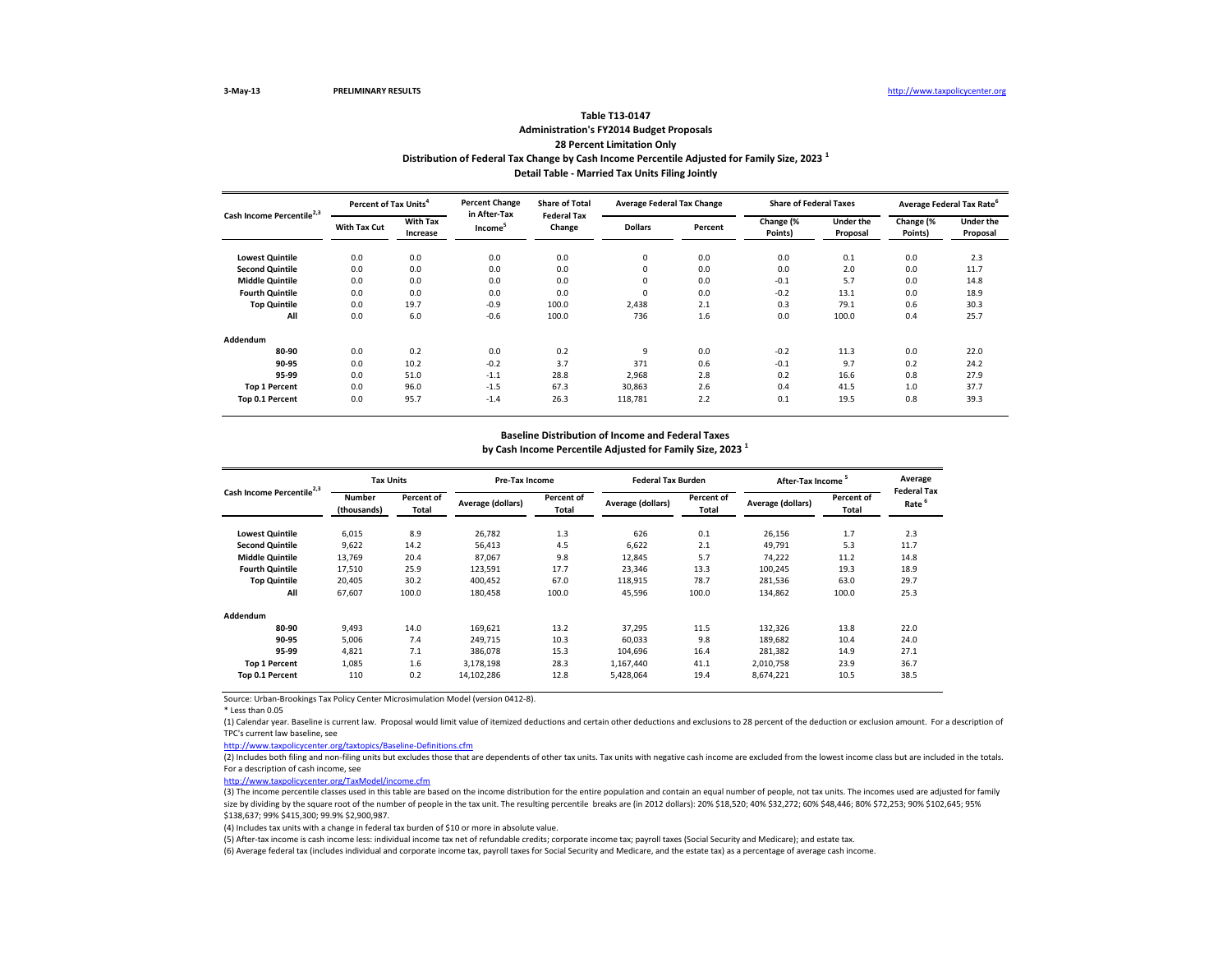3-May-13 PRELIMINARY RESULTS http://www.taxpolicycenter.org

## Table T13-0147
### Administration's FY2014 Budget Proposals
### 28 Percent Limitation Only
### Distribution of Federal Tax Change by Cash Income Percentile Adjusted for Family Size, 2023 [1]
### Detail Table - Married Tax Units Filing Jointly

| Cash Income Percentile[2,3] | Percent of Tax Units[4] | | Percent Change in After-Tax Income[5] | Share of Total Federal Tax Change | Average Federal Tax Change | | Share of Federal Taxes | | Average Federal Tax Rate[6] | |
|---|---|---|---|---|---|---|---|---|---|---|
| | With Tax Cut | With Tax Increase | | | Dollars | Percent | Change (% Points) | Under the Proposal | Change (% Points) | Under the Proposal |
| Lowest Quintile | 0.0 | 0.0 | 0.0 | 0.0 | 0 | 0.0 | 0.0 | 0.1 | 0.0 | 2.3 |
| Second Quintile | 0.0 | 0.0 | 0.0 | 0.0 | 0 | 0.0 | 0.0 | 2.0 | 0.0 | 11.7 |
| Middle Quintile | 0.0 | 0.0 | 0.0 | 0.0 | 0 | 0.0 | -0.1 | 5.7 | 0.0 | 14.8 |
| Fourth Quintile | 0.0 | 0.0 | 0.0 | 0.0 | 0 | 0.0 | -0.2 | 13.1 | 0.0 | 18.9 |
| Top Quintile | 0.0 | 19.7 | -0.9 | 100.0 | 2,438 | 2.1 | 0.3 | 79.1 | 0.6 | 30.3 |
| All | 0.0 | 6.0 | -0.6 | 100.0 | 736 | 1.6 | 0.0 | 100.0 | 0.4 | 25.7 |
| **Addendum** | | | | | | | | | | |
| 80-90 | 0.0 | 0.2 | 0.0 | 0.2 | 9 | 0.0 | -0.2 | 11.3 | 0.0 | 22.0 |
| 90-95 | 0.0 | 10.2 | -0.2 | 3.7 | 371 | 0.6 | -0.1 | 9.7 | 0.2 | 24.2 |
| 95-99 | 0.0 | 51.0 | -1.1 | 28.8 | 2,968 | 2.8 | 0.2 | 16.6 | 0.8 | 27.9 |
| Top 1 Percent | 0.0 | 96.0 | -1.5 | 67.3 | 30,863 | 2.6 | 0.4 | 41.5 | 1.0 | 37.7 |
| Top 0.1 Percent | 0.0 | 95.7 | -1.4 | 26.3 | 118,781 | 2.2 | 0.1 | 19.5 | 0.8 | 39.3 |

### Baseline Distribution of Income and Federal Taxes
### by Cash Income Percentile Adjusted for Family Size, 2023 [1]

| Cash Income Percentile[2,3] | Tax Units | | Pre-Tax Income | | Federal Tax Burden | | After-Tax Income [5] | | Average Federal Tax Rate [6] |
|---|---|---|---|---|---|---|---|---|---|
| | Number (thousands) | Percent of Total | Average (dollars) | Percent of Total | Average (dollars) | Percent of Total | Average (dollars) | Percent of Total | |
| Lowest Quintile | 6,015 | 8.9 | 26,782 | 1.3 | 626 | 0.1 | 26,156 | 1.7 | 2.3 |
| Second Quintile | 9,622 | 14.2 | 56,413 | 4.5 | 6,622 | 2.1 | 49,791 | 5.3 | 11.7 |
| Middle Quintile | 13,769 | 20.4 | 87,067 | 9.8 | 12,845 | 5.7 | 74,222 | 11.2 | 14.8 |
| Fourth Quintile | 17,510 | 25.9 | 123,591 | 17.7 | 23,346 | 13.3 | 100,245 | 19.3 | 18.9 |
| Top Quintile | 20,405 | 30.2 | 400,452 | 67.0 | 118,915 | 78.7 | 281,536 | 63.0 | 29.7 |
| All | 67,607 | 100.0 | 180,458 | 100.0 | 45,596 | 100.0 | 134,862 | 100.0 | 25.3 |
| **Addendum** | | | | | | | | | |
| 80-90 | 9,493 | 14.0 | 169,621 | 13.2 | 37,295 | 11.5 | 132,326 | 13.8 | 22.0 |
| 90-95 | 5,006 | 7.4 | 249,715 | 10.3 | 60,033 | 9.8 | 189,682 | 10.4 | 24.0 |
| 95-99 | 4,821 | 7.1 | 386,078 | 15.3 | 104,696 | 16.4 | 281,382 | 14.9 | 27.1 |
| Top 1 Percent | 1,085 | 1.6 | 3,178,198 | 28.3 | 1,167,440 | 41.1 | 2,010,758 | 23.9 | 36.7 |
| Top 0.1 Percent | 110 | 0.2 | 14,102,286 | 12.8 | 5,428,064 | 19.4 | 8,674,221 | 10.5 | 38.5 |

Source: Urban-Brookings Tax Policy Center Microsimulation Model (version 0412-8).

\* Less than 0.05

(1) Calendar year. Baseline is current law. Proposal would limit value of itemized deductions and certain other deductions and exclusions to 28 percent of the deduction or exclusion amount. For a description of TPC's current law baseline, see
http://www.taxpolicycenter.org/taxtopics/Baseline-Definitions.cfm

(2) Includes both filing and non-filing units but excludes those that are dependents of other tax units. Tax units with negative cash income are excluded from the lowest income class but are included in the totals. For a description of cash income, see
http://www.taxpolicycenter.org/TaxModel/income.cfm

(3) The income percentile classes used in this table are based on the income distribution for the entire population and contain an equal number of people, not tax units. The incomes used are adjusted for family size by dividing by the square root of the number of people in the tax unit. The resulting percentile breaks are (in 2012 dollars): 20% $18,520; 40% $32,272; 60% $48,446; 80% $72,253; 90% $102,645; 95% $138,637; 99% $415,300; 99.9% $2,900,987.

(4) Includes tax units with a change in federal tax burden of $10 or more in absolute value.

(5) After-tax income is cash income less: individual income tax net of refundable credits; corporate income tax; payroll taxes (Social Security and Medicare); and estate tax.

(6) Average federal tax (includes individual and corporate income tax, payroll taxes for Social Security and Medicare, and the estate tax) as a percentage of average cash income.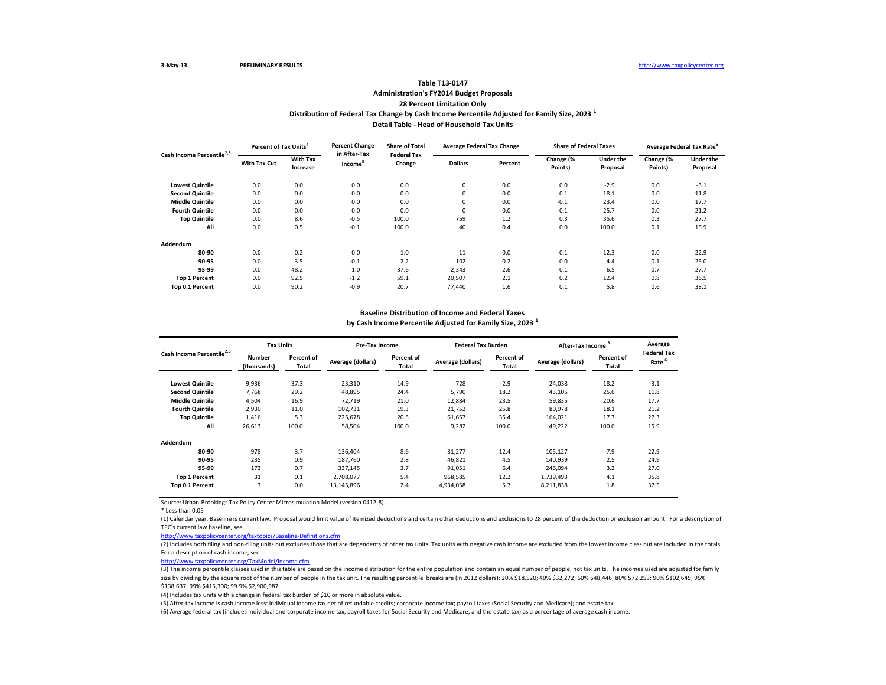3-May-13 PRELIMINARY RESULTS http://www.taxpolicycenter.org

# Table T13-0147
## Administration's FY2014 Budget Proposals
## 28 Percent Limitation Only
## Distribution of Federal Tax Change by Cash Income Percentile Adjusted for Family Size, 2023 [1]
## Detail Table - Head of Household Tax Units

| Cash Income Percentile[2,3] | Percent of Tax Units[4] | | Percent Change in After-Tax Income[5] | Share of Total Federal Tax Change | Average Federal Tax Change | | Share of Federal Taxes | | Average Federal Tax Rate[6] | |
|---|---|---|---|---|---|---|---|---|---|---|
| | With Tax Cut | With Tax Increase | | | Dollars | Percent | Change (% Points) | Under the Proposal | Change (% Points) | Under the Proposal |
| Lowest Quintile | 0.0 | 0.0 | 0.0 | 0.0 | 0 | 0.0 | 0.0 | -2.9 | 0.0 | -3.1 |
| Second Quintile | 0.0 | 0.0 | 0.0 | 0.0 | 0 | 0.0 | -0.1 | 18.1 | 0.0 | 11.8 |
| Middle Quintile | 0.0 | 0.0 | 0.0 | 0.0 | 0 | 0.0 | -0.1 | 23.4 | 0.0 | 17.7 |
| Fourth Quintile | 0.0 | 0.0 | 0.0 | 0.0 | 0 | 0.0 | -0.1 | 25.7 | 0.0 | 21.2 |
| Top Quintile | 0.0 | 8.6 | -0.5 | 100.0 | 759 | 1.2 | 0.3 | 35.6 | 0.3 | 27.7 |
| All | 0.0 | 0.5 | -0.1 | 100.0 | 40 | 0.4 | 0.0 | 100.0 | 0.1 | 15.9 |
| **Addendum** | | | | | | | | | | |
| 80-90 | 0.0 | 0.2 | 0.0 | 1.0 | 11 | 0.0 | -0.1 | 12.3 | 0.0 | 22.9 |
| 90-95 | 0.0 | 3.5 | -0.1 | 2.2 | 102 | 0.2 | 0.0 | 4.4 | 0.1 | 25.0 |
| 95-99 | 0.0 | 48.2 | -1.0 | 37.6 | 2,343 | 2.6 | 0.1 | 6.5 | 0.7 | 27.7 |
| Top 1 Percent | 0.0 | 92.5 | -1.2 | 59.1 | 20,507 | 2.1 | 0.2 | 12.4 | 0.8 | 36.5 |
| Top 0.1 Percent | 0.0 | 90.2 | -0.9 | 20.7 | 77,440 | 1.6 | 0.1 | 5.8 | 0.6 | 38.1 |

## Baseline Distribution of Income and Federal Taxes
## by Cash Income Percentile Adjusted for Family Size, 2023 [1]

| Cash Income Percentile[2,3] | Tax Units | | Pre-Tax Income | | Federal Tax Burden | | After-Tax Income[5] | | Average Federal Tax Rate[6] |
|---|---|---|---|---|---|---|---|---|---|
| | Number (thousands) | Percent of Total | Average (dollars) | Percent of Total | Average (dollars) | Percent of Total | Average (dollars) | Percent of Total | |
| Lowest Quintile | 9,936 | 37.3 | 23,310 | 14.9 | -728 | -2.9 | 24,038 | 18.2 | -3.1 |
| Second Quintile | 7,768 | 29.2 | 48,895 | 24.4 | 5,790 | 18.2 | 43,105 | 25.6 | 11.8 |
| Middle Quintile | 4,504 | 16.9 | 72,719 | 21.0 | 12,884 | 23.5 | 59,835 | 20.6 | 17.7 |
| Fourth Quintile | 2,930 | 11.0 | 102,731 | 19.3 | 21,752 | 25.8 | 80,978 | 18.1 | 21.2 |
| Top Quintile | 1,416 | 5.3 | 225,678 | 20.5 | 61,657 | 35.4 | 164,021 | 17.7 | 27.3 |
| All | 26,613 | 100.0 | 58,504 | 100.0 | 9,282 | 100.0 | 49,222 | 100.0 | 15.9 |
| **Addendum** | | | | | | | | | |
| 80-90 | 978 | 3.7 | 136,404 | 8.6 | 31,277 | 12.4 | 105,127 | 7.9 | 22.9 |
| 90-95 | 235 | 0.9 | 187,760 | 2.8 | 46,821 | 4.5 | 140,939 | 2.5 | 24.9 |
| 95-99 | 173 | 0.7 | 337,145 | 3.7 | 91,051 | 6.4 | 246,094 | 3.2 | 27.0 |
| Top 1 Percent | 31 | 0.1 | 2,708,077 | 5.4 | 968,585 | 12.2 | 1,739,493 | 4.1 | 35.8 |
| Top 0.1 Percent | 3 | 0.0 | 13,145,896 | 2.4 | 4,934,058 | 5.7 | 8,211,838 | 1.8 | 37.5 |

Source: Urban-Brookings Tax Policy Center Microsimulation Model (version 0412-8).

* Less than 0.05

(1) Calendar year. Baseline is current law. Proposal would limit value of itemized deductions and certain other deductions and exclusions to 28 percent of the deduction or exclusion amount. For a description of TPC's current law baseline, see

http://www.taxpolicycenter.org/taxtopics/Baseline-Definitions.cfm

(2) Includes both filing and non-filing units but excludes those that are dependents of other tax units. Tax units with negative cash income are excluded from the lowest income class but are included in the totals. For a description of cash income, see

http://www.taxpolicycenter.org/TaxModel/income.cfm

(3) The income percentile classes used in this table are based on the income distribution for the entire population and contain an equal number of people, not tax units. The incomes used are adjusted for family size by dividing by the square root of the number of people in the tax unit. The resulting percentile breaks are (in 2012 dollars): 20% $18,520; 40% $32,272; 60% $48,446; 80% $72,253; 90% $102,645; 95% $138,637; 99% $415,300; 99.9% $2,900,987.

(4) Includes tax units with a change in federal tax burden of $10 or more in absolute value.

(5) After-tax income is cash income less: individual income tax net of refundable credits; corporate income tax; payroll taxes (Social Security and Medicare); and estate tax.

(6) Average federal tax (includes individual and corporate income tax, payroll taxes for Social Security and Medicare, and the estate tax) as a percentage of average cash income.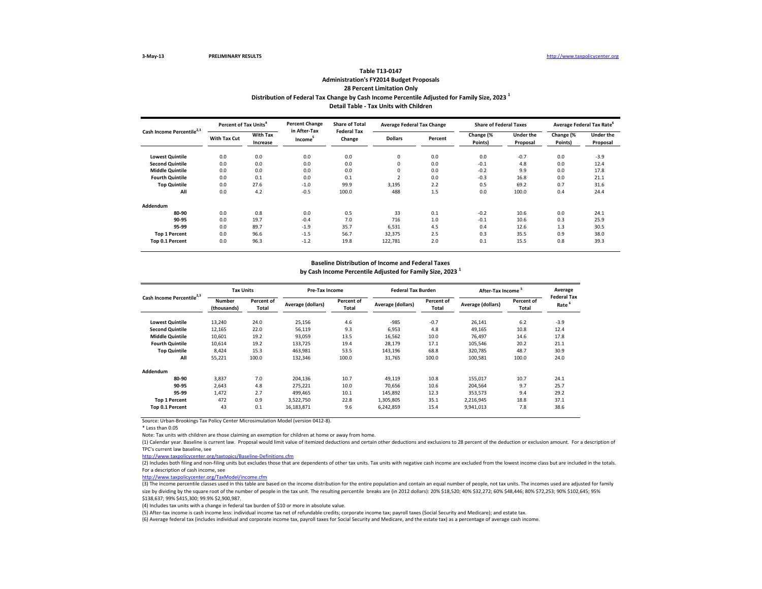3-May-13 PRELIMINARY RESULTS http://www.taxpolicycenter.org

## Table T13-0147
### Administration's FY2014 Budget Proposals
### 28 Percent Limitation Only
### Distribution of Federal Tax Change by Cash Income Percentile Adjusted for Family Size, 2023 [1]
### Detail Table - Tax Units with Children

| Cash Income Percentile[2,3] | Percent of Tax Units[4] | | Percent Change in After-Tax Income[5] | Share of Total Federal Tax Change | Average Federal Tax Change | | Share of Federal Taxes | | Average Federal Tax Rate[6] | |
|---|---|---|---|---|---|---|---|---|---|---|
| | With Tax Cut | With Tax Increase | | | Dollars | Percent | Change (% Points) | Under the Proposal | Change (% Points) | Under the Proposal |
| Lowest Quintile | 0.0 | 0.0 | 0.0 | 0.0 | 0 | 0.0 | 0.0 | -0.7 | 0.0 | -3.9 |
| Second Quintile | 0.0 | 0.0 | 0.0 | 0.0 | 0 | 0.0 | -0.1 | 4.8 | 0.0 | 12.4 |
| Middle Quintile | 0.0 | 0.0 | 0.0 | 0.0 | 0 | 0.0 | -0.2 | 9.9 | 0.0 | 17.8 |
| Fourth Quintile | 0.0 | 0.1 | 0.0 | 0.1 | 2 | 0.0 | -0.3 | 16.8 | 0.0 | 21.1 |
| Top Quintile | 0.0 | 27.6 | -1.0 | 99.9 | 3,195 | 2.2 | 0.5 | 69.2 | 0.7 | 31.6 |
| All | 0.0 | 4.2 | -0.5 | 100.0 | 488 | 1.5 | 0.0 | 100.0 | 0.4 | 24.4 |
| **Addendum** | | | | | | | | | | |
| 80-90 | 0.0 | 0.8 | 0.0 | 0.5 | 33 | 0.1 | -0.2 | 10.6 | 0.0 | 24.1 |
| 90-95 | 0.0 | 19.7 | -0.4 | 7.0 | 716 | 1.0 | -0.1 | 10.6 | 0.3 | 25.9 |
| 95-99 | 0.0 | 89.7 | -1.9 | 35.7 | 6,531 | 4.5 | 0.4 | 12.6 | 1.3 | 30.5 |
| Top 1 Percent | 0.0 | 96.6 | -1.5 | 56.7 | 32,375 | 2.5 | 0.3 | 35.5 | 0.9 | 38.0 |
| Top 0.1 Percent | 0.0 | 96.3 | -1.2 | 19.8 | 122,781 | 2.0 | 0.1 | 15.5 | 0.8 | 39.3 |

### Baseline Distribution of Income and Federal Taxes
### by Cash Income Percentile Adjusted for Family Size, 2023 [1]

| Cash Income Percentile[2,3] | Tax Units | | Pre-Tax Income | | Federal Tax Burden | | After-Tax Income[5] | | Average Federal Tax Rate[6] |
|---|---|---|---|---|---|---|---|---|---|
| | Number (thousands) | Percent of Total | Average (dollars) | Percent of Total | Average (dollars) | Percent of Total | Average (dollars) | Percent of Total | |
| Lowest Quintile | 13,240 | 24.0 | 25,156 | 4.6 | -985 | -0.7 | 26,141 | 6.2 | -3.9 |
| Second Quintile | 12,165 | 22.0 | 56,119 | 9.3 | 6,953 | 4.8 | 49,165 | 10.8 | 12.4 |
| Middle Quintile | 10,601 | 19.2 | 93,059 | 13.5 | 16,562 | 10.0 | 76,497 | 14.6 | 17.8 |
| Fourth Quintile | 10,614 | 19.2 | 133,725 | 19.4 | 28,179 | 17.1 | 105,546 | 20.2 | 21.1 |
| Top Quintile | 8,424 | 15.3 | 463,981 | 53.5 | 143,196 | 68.8 | 320,785 | 48.7 | 30.9 |
| All | 55,221 | 100.0 | 132,346 | 100.0 | 31,765 | 100.0 | 100,581 | 100.0 | 24.0 |
| **Addendum** | | | | | | | | | |
| 80-90 | 3,837 | 7.0 | 204,136 | 10.7 | 49,119 | 10.8 | 155,017 | 10.7 | 24.1 |
| 90-95 | 2,643 | 4.8 | 275,221 | 10.0 | 70,656 | 10.6 | 204,564 | 9.7 | 25.7 |
| 95-99 | 1,472 | 2.7 | 499,465 | 10.1 | 145,892 | 12.3 | 353,573 | 9.4 | 29.2 |
| Top 1 Percent | 472 | 0.9 | 3,522,750 | 22.8 | 1,305,805 | 35.1 | 2,216,945 | 18.8 | 37.1 |
| Top 0.1 Percent | 43 | 0.1 | 16,183,871 | 9.6 | 6,242,859 | 15.4 | 9,941,013 | 7.8 | 38.6 |

Source: Urban-Brookings Tax Policy Center Microsimulation Model (version 0412-8).

* Less than 0.05

Note: Tax units with children are those claiming an exemption for children at home or away from home.

(1) Calendar year. Baseline is current law. Proposal would limit value of itemized deductions and certain other deductions and exclusions to 28 percent of the deduction or exclusion amount. For a description of TPC's current law baseline, see
http://www.taxpolicycenter.org/taxtopics/Baseline-Definitions.cfm

(2) Includes both filing and non-filing units but excludes those that are dependents of other tax units. Tax units with negative cash income are excluded from the lowest income class but are included in the totals. For a description of cash income, see
http://www.taxpolicycenter.org/TaxModel/income.cfm

(3) The income percentile classes used in this table are based on the income distribution for the entire population and contain an equal number of people, not tax units. The incomes used are adjusted for family size by dividing by the square root of the number of people in the tax unit. The resulting percentile breaks are (in 2012 dollars): 20% $18,520; 40% $32,272; 60% $48,446; 80% $72,253; 90% $102,645; 95% $138,637; 99% $415,300; 99.9% $2,900,987.

(4) Includes tax units with a change in federal tax burden of $10 or more in absolute value.

(5) After-tax income is cash income less: individual income tax net of refundable credits; corporate income tax; payroll taxes (Social Security and Medicare); and estate tax.

(6) Average federal tax (includes individual and corporate income tax, payroll taxes for Social Security and Medicare, and the estate tax) as a percentage of average cash income.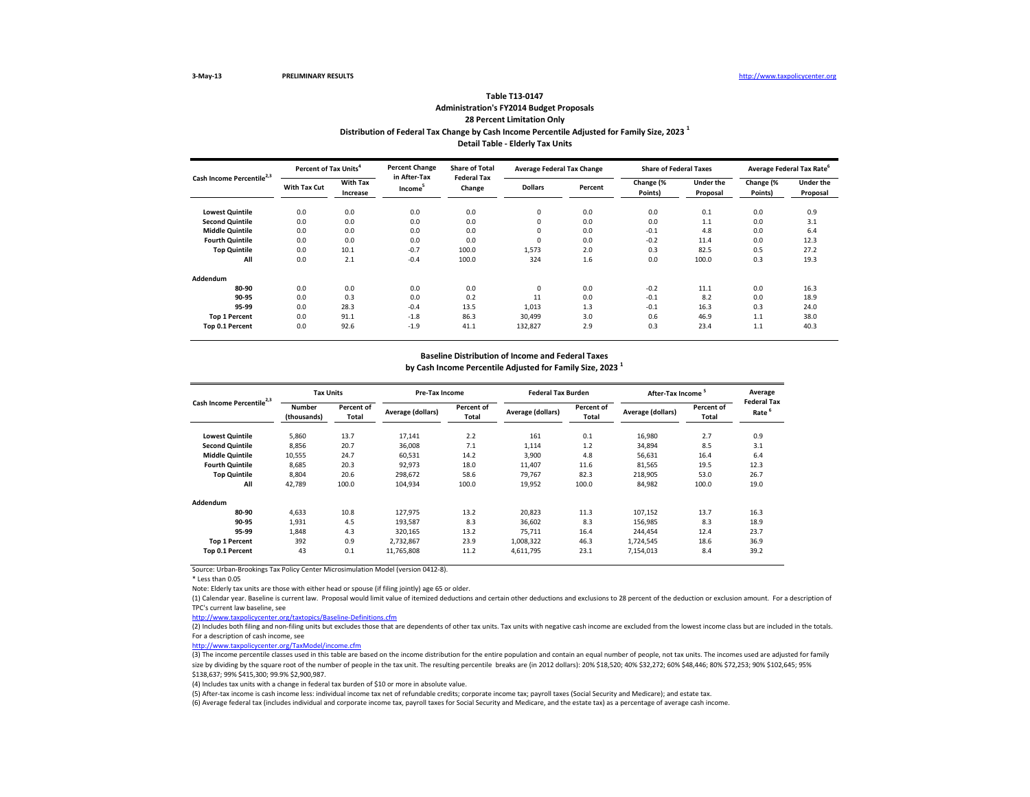3-May-13 PRELIMINARY RESULTS http://www.taxpolicycenter.org

# Table T13-0147
## Administration's FY2014 Budget Proposals
## 28 Percent Limitation Only
## Distribution of Federal Tax Change by Cash Income Percentile Adjusted for Family Size, 2023 [1]
## Detail Table - Elderly Tax Units

| Cash Income Percentile[2,3] | Percent of Tax Units[4] | | Percent Change in After-Tax Income[5] | Share of Total Federal Tax Change | Average Federal Tax Change | | Share of Federal Taxes | | Average Federal Tax Rate[6] | |
|---|---|---|---|---|---|---|---|---|---|---|
| | With Tax Cut | With Tax Increase | | | Dollars | Percent | Change (% Points) | Under the Proposal | Change (% Points) | Under the Proposal |
| Lowest Quintile | 0.0 | 0.0 | 0.0 | 0.0 | 0 | 0.0 | 0.0 | 0.1 | 0.0 | 0.9 |
| Second Quintile | 0.0 | 0.0 | 0.0 | 0.0 | 0 | 0.0 | 0.0 | 1.1 | 0.0 | 3.1 |
| Middle Quintile | 0.0 | 0.0 | 0.0 | 0.0 | 0 | 0.0 | -0.1 | 4.8 | 0.0 | 6.4 |
| Fourth Quintile | 0.0 | 0.0 | 0.0 | 0.0 | 0 | 0.0 | -0.2 | 11.4 | 0.0 | 12.3 |
| Top Quintile | 0.0 | 10.1 | -0.7 | 100.0 | 1,573 | 2.0 | 0.3 | 82.5 | 0.5 | 27.2 |
| All | 0.0 | 2.1 | -0.4 | 100.0 | 324 | 1.6 | 0.0 | 100.0 | 0.3 | 19.3 |
| **Addendum** | | | | | | | | | | |
| 80-90 | 0.0 | 0.0 | 0.0 | 0.0 | 0 | 0.0 | -0.2 | 11.1 | 0.0 | 16.3 |
| 90-95 | 0.0 | 0.3 | 0.0 | 0.2 | 11 | 0.0 | -0.1 | 8.2 | 0.0 | 18.9 |
| 95-99 | 0.0 | 28.3 | -0.4 | 13.5 | 1,013 | 1.3 | -0.1 | 16.3 | 0.3 | 24.0 |
| Top 1 Percent | 0.0 | 91.1 | -1.8 | 86.3 | 30,499 | 3.0 | 0.6 | 46.9 | 1.1 | 38.0 |
| Top 0.1 Percent | 0.0 | 92.6 | -1.9 | 41.1 | 132,827 | 2.9 | 0.3 | 23.4 | 1.1 | 40.3 |

## Baseline Distribution of Income and Federal Taxes
## by Cash Income Percentile Adjusted for Family Size, 2023 [1]

| Cash Income Percentile[2,3] | Tax Units | | Pre-Tax Income | | Federal Tax Burden | | After-Tax Income[5] | | Average Federal Tax Rate[6] |
|---|---|---|---|---|---|---|---|---|---|
| | Number (thousands) | Percent of Total | Average (dollars) | Percent of Total | Average (dollars) | Percent of Total | Average (dollars) | Percent of Total | |
| Lowest Quintile | 5,860 | 13.7 | 17,141 | 2.2 | 161 | 0.1 | 16,980 | 2.7 | 0.9 |
| Second Quintile | 8,856 | 20.7 | 36,008 | 7.1 | 1,114 | 1.2 | 34,894 | 8.5 | 3.1 |
| Middle Quintile | 10,555 | 24.7 | 60,531 | 14.2 | 3,900 | 4.8 | 56,631 | 16.4 | 6.4 |
| Fourth Quintile | 8,685 | 20.3 | 92,973 | 18.0 | 11,407 | 11.6 | 81,565 | 19.5 | 12.3 |
| Top Quintile | 8,804 | 20.6 | 298,672 | 58.6 | 79,767 | 82.3 | 218,905 | 53.0 | 26.7 |
| All | 42,789 | 100.0 | 104,934 | 100.0 | 19,952 | 100.0 | 84,982 | 100.0 | 19.0 |
| **Addendum** | | | | | | | | | |
| 80-90 | 4,633 | 10.8 | 127,975 | 13.2 | 20,823 | 11.3 | 107,152 | 13.7 | 16.3 |
| 90-95 | 1,931 | 4.5 | 193,587 | 8.3 | 36,602 | 8.3 | 156,985 | 8.3 | 18.9 |
| 95-99 | 1,848 | 4.3 | 320,165 | 13.2 | 75,711 | 16.4 | 244,454 | 12.4 | 23.7 |
| Top 1 Percent | 392 | 0.9 | 2,732,867 | 23.9 | 1,008,322 | 46.3 | 1,724,545 | 18.6 | 36.9 |
| Top 0.1 Percent | 43 | 0.1 | 11,765,808 | 11.2 | 4,611,795 | 23.1 | 7,154,013 | 8.4 | 39.2 |

Source: Urban-Brookings Tax Policy Center Microsimulation Model (version 0412-8).

* Less than 0.05

Note: Elderly tax units are those with either head or spouse (if filing jointly) age 65 or older.

(1) Calendar year. Baseline is current law. Proposal would limit value of itemized deductions and certain other deductions and exclusions to 28 percent of the deduction or exclusion amount. For a description of TPC's current law baseline, see
http://www.taxpolicycenter.org/taxtopics/Baseline-Definitions.cfm

(2) Includes both filing and non-filing units but excludes those that are dependents of other tax units. Tax units with negative cash income are excluded from the lowest income class but are included in the totals. For a description of cash income, see
http://www.taxpolicycenter.org/TaxModel/income.cfm

(3) The income percentile classes used in this table are based on the income distribution for the entire population and contain an equal number of people, not tax units. The incomes used are adjusted for family size by dividing by the square root of the number of people in the tax unit. The resulting percentile breaks are (in 2012 dollars): 20% $18,520; 40% $32,272; 60% $48,446; 80% $72,253; 90% $102,645; 95% $138,637; 99% $415,300; 99.9% $2,900,987.

(4) Includes tax units with a change in federal tax burden of $10 or more in absolute value.

(5) After-tax income is cash income less: individual income tax net of refundable credits; corporate income tax; payroll taxes (Social Security and Medicare); and estate tax.

(6) Average federal tax (includes individual and corporate income tax, payroll taxes for Social Security and Medicare, and the estate tax) as a percentage of average cash income.